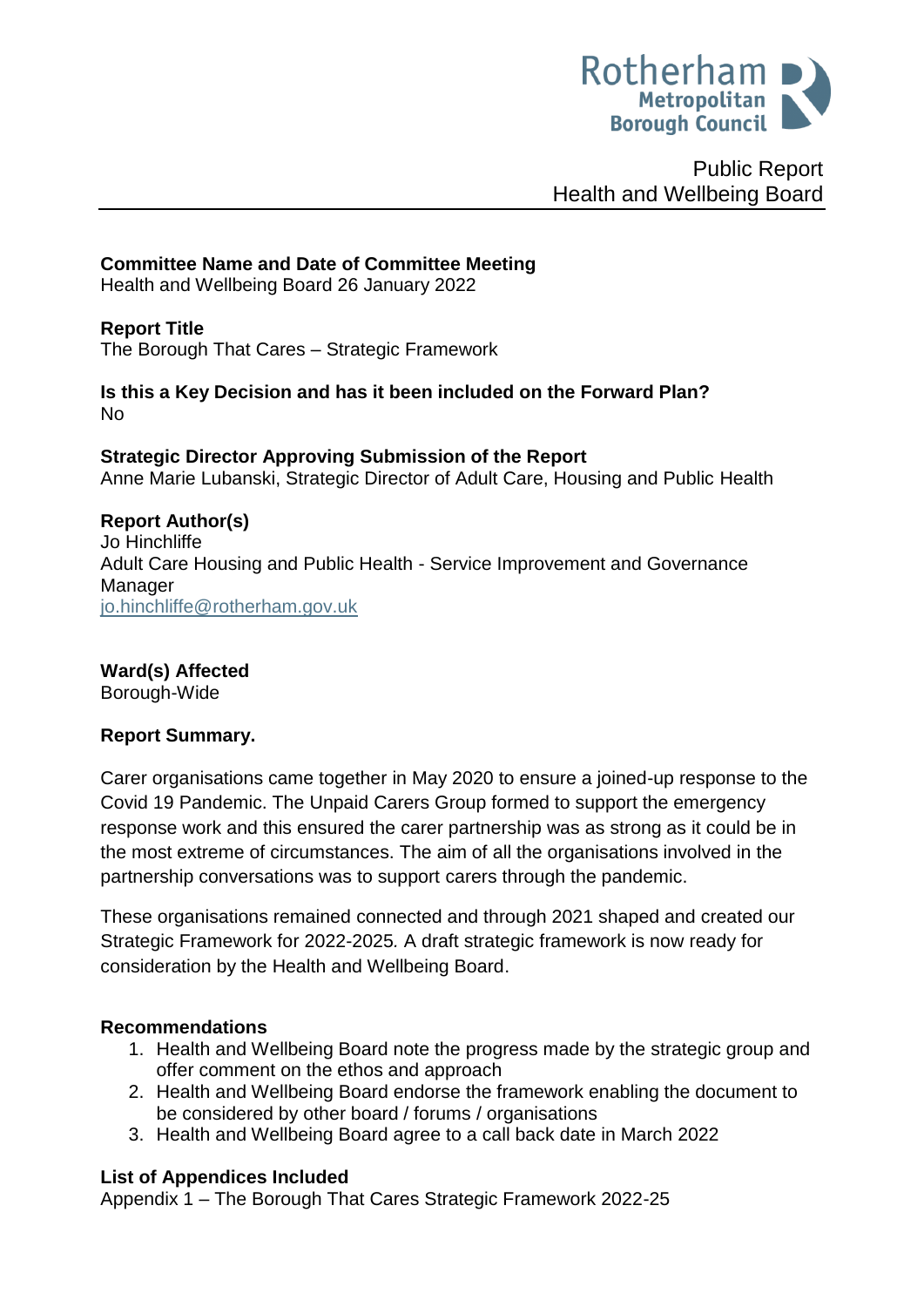Public Report
Health and Wellbeing Board

**Committee Name and Date of Committee Meeting**
Health and Wellbeing Board 26 January 2022

**Report Title**
The Borough That Cares – Strategic Framework

**Is this a Key Decision and has it been included on the Forward Plan?**
No

**Strategic Director Approving Submission of the Report**
Anne Marie Lubanski, Strategic Director of Adult Care, Housing and Public Health

**Report Author(s)**
Jo Hinchliffe
Adult Care Housing and Public Health - Service Improvement and Governance Manager
jo.hinchliffe@rotherham.gov.uk

**Ward(s) Affected**
Borough-Wide

**Report Summary.**

Carer organisations came together in May 2020 to ensure a joined-up response to the Covid 19 Pandemic. The Unpaid Carers Group formed to support the emergency response work and this ensured the carer partnership was as strong as it could be in the most extreme of circumstances. The aim of all the organisations involved in the partnership conversations was to support carers through the pandemic.

These organisations remained connected and through 2021 shaped and created our Strategic Framework for 2022-2025. A draft strategic framework is now ready for consideration by the Health and Wellbeing Board.

**Recommendations**

1. Health and Wellbeing Board note the progress made by the strategic group and offer comment on the ethos and approach
2. Health and Wellbeing Board endorse the framework enabling the document to be considered by other board / forums / organisations
3. Health and Wellbeing Board agree to a call back date in March 2022

**List of Appendices Included**
Appendix 1 – The Borough That Cares Strategic Framework 2022-25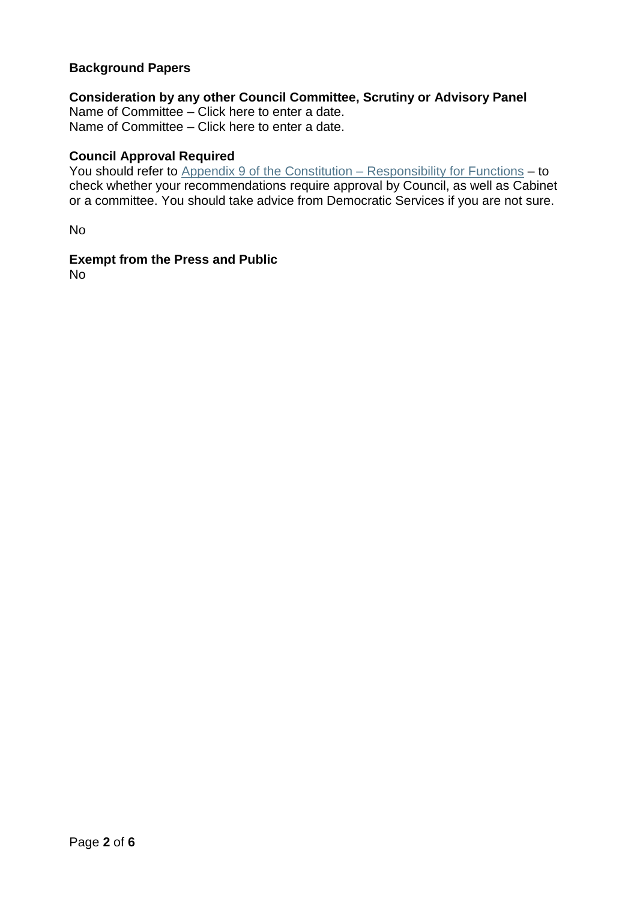**Background Papers**

**Consideration by any other Council Committee, Scrutiny or Advisory Panel**
Name of Committee – Click here to enter a date.
Name of Committee – Click here to enter a date.

**Council Approval Required**
You should refer to Appendix 9 of the Constitution – Responsibility for Functions – to check whether your recommendations require approval by Council, as well as Cabinet or a committee. You should take advice from Democratic Services if you are not sure.

No

**Exempt from the Press and Public**
No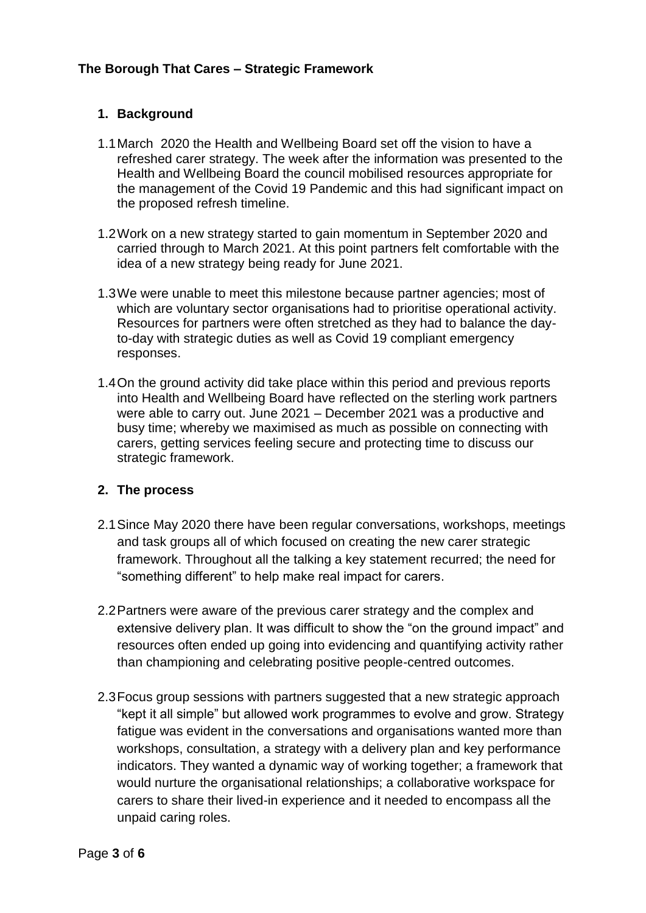# The Borough That Cares – Strategic Framework

## 1. Background

1.1 March 2020 the Health and Wellbeing Board set off the vision to have a refreshed carer strategy. The week after the information was presented to the Health and Wellbeing Board the council mobilised resources appropriate for the management of the Covid 19 Pandemic and this had significant impact on the proposed refresh timeline.

1.2 Work on a new strategy started to gain momentum in September 2020 and carried through to March 2021. At this point partners felt comfortable with the idea of a new strategy being ready for June 2021.

1.3 We were unable to meet this milestone because partner agencies; most of which are voluntary sector organisations had to prioritise operational activity. Resources for partners were often stretched as they had to balance the day-to-day with strategic duties as well as Covid 19 compliant emergency responses.

1.4 On the ground activity did take place within this period and previous reports into Health and Wellbeing Board have reflected on the sterling work partners were able to carry out. June 2021 – December 2021 was a productive and busy time; whereby we maximised as much as possible on connecting with carers, getting services feeling secure and protecting time to discuss our strategic framework.

## 2. The process

2.1 Since May 2020 there have been regular conversations, workshops, meetings and task groups all of which focused on creating the new carer strategic framework. Throughout all the talking a key statement recurred; the need for "something different" to help make real impact for carers.

2.2 Partners were aware of the previous carer strategy and the complex and extensive delivery plan. It was difficult to show the "on the ground impact" and resources often ended up going into evidencing and quantifying activity rather than championing and celebrating positive people-centred outcomes.

2.3 Focus group sessions with partners suggested that a new strategic approach "kept it all simple" but allowed work programmes to evolve and grow. Strategy fatigue was evident in the conversations and organisations wanted more than workshops, consultation, a strategy with a delivery plan and key performance indicators. They wanted a dynamic way of working together; a framework that would nurture the organisational relationships; a collaborative workspace for carers to share their lived-in experience and it needed to encompass all the unpaid caring roles.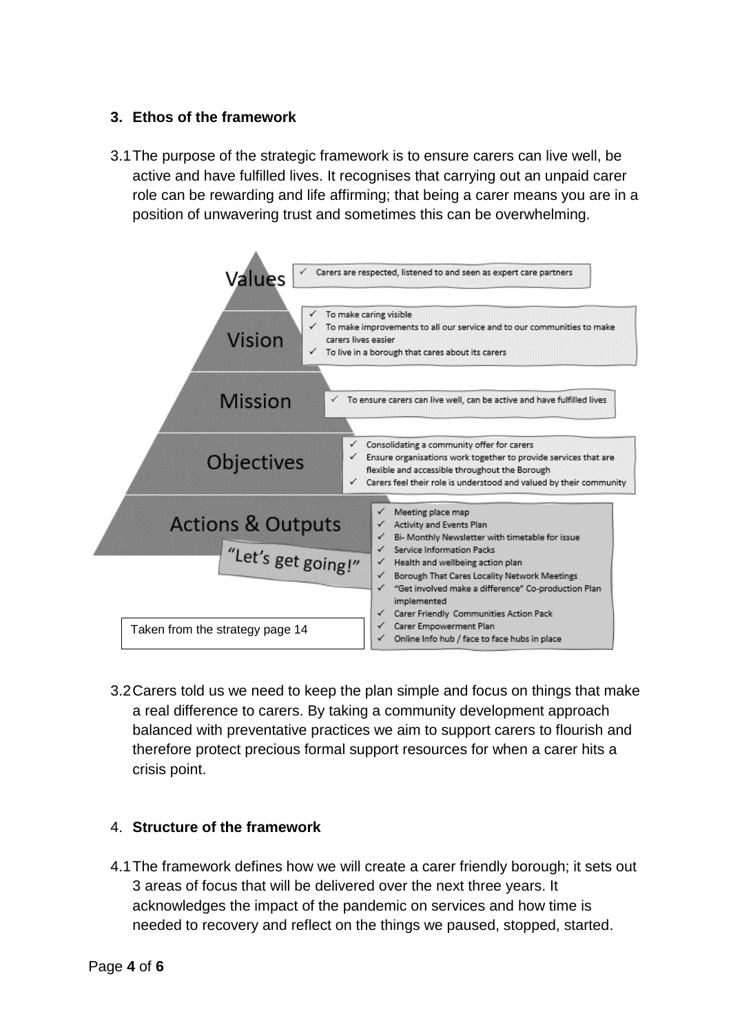## 3. Ethos of the framework

3.1 The purpose of the strategic framework is to ensure carers can live well, be active and have fulfilled lives. It recognises that carrying out an unpaid carer role can be rewarding and life affirming; that being a carer means you are in a position of unwavering trust and sometimes this can be overwhelming.

**Values**
- ✓ Carers are respected, listened to and seen as expert care partners

**Vision**
- ✓ To make caring visible
- ✓ To make improvements to all our service and to our communities to make carers lives easier
- ✓ To live in a borough that cares about its carers

**Mission**
- ✓ To ensure carers can live well, can be active and have fulfilled lives

**Objectives**
- ✓ Consolidating a community offer for carers
- ✓ Ensure organisations work together to provide services that are flexible and accessible throughout the Borough
- ✓ Carers feel their role is understood and valued by their community

**Actions & Outputs**

"Let's get going!"

- ✓ Meeting place map
- ✓ Activity and Events Plan
- ✓ Bi- Monthly Newsletter with timetable for issue
- ✓ Service Information Packs
- ✓ Health and wellbeing action plan
- ✓ Borough That Cares Locality Network Meetings
- ✓ "Get involved make a difference" Co-production Plan implemented
- ✓ Carer Friendly Communities Action Pack
- ✓ Carer Empowerment Plan
- ✓ Online Info hub / face to face hubs in place

Taken from the strategy page 14

3.2 Carers told us we need to keep the plan simple and focus on things that make a real difference to carers. By taking a community development approach balanced with preventative practices we aim to support carers to flourish and therefore protect precious formal support resources for when a carer hits a crisis point.

## 4. Structure of the framework

4.1 The framework defines how we will create a carer friendly borough; it sets out 3 areas of focus that will be delivered over the next three years. It acknowledges the impact of the pandemic on services and how time is needed to recovery and reflect on the things we paused, stopped, started.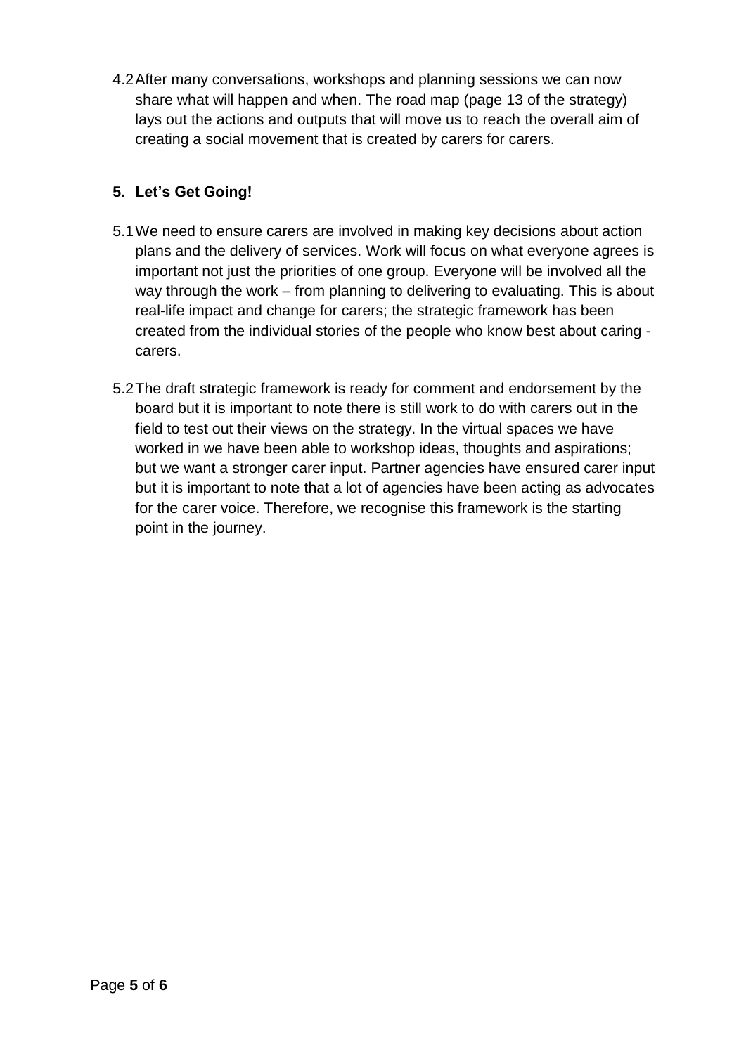4.2 After many conversations, workshops and planning sessions we can now share what will happen and when. The road map (page 13 of the strategy) lays out the actions and outputs that will move us to reach the overall aim of creating a social movement that is created by carers for carers.

## 5. Let's Get Going!

5.1 We need to ensure carers are involved in making key decisions about action plans and the delivery of services. Work will focus on what everyone agrees is important not just the priorities of one group. Everyone will be involved all the way through the work – from planning to delivering to evaluating. This is about real-life impact and change for carers; the strategic framework has been created from the individual stories of the people who know best about caring - carers.

5.2 The draft strategic framework is ready for comment and endorsement by the board but it is important to note there is still work to do with carers out in the field to test out their views on the strategy. In the virtual spaces we have worked in we have been able to workshop ideas, thoughts and aspirations; but we want a stronger carer input. Partner agencies have ensured carer input but it is important to note that a lot of agencies have been acting as advocates for the carer voice. Therefore, we recognise this framework is the starting point in the journey.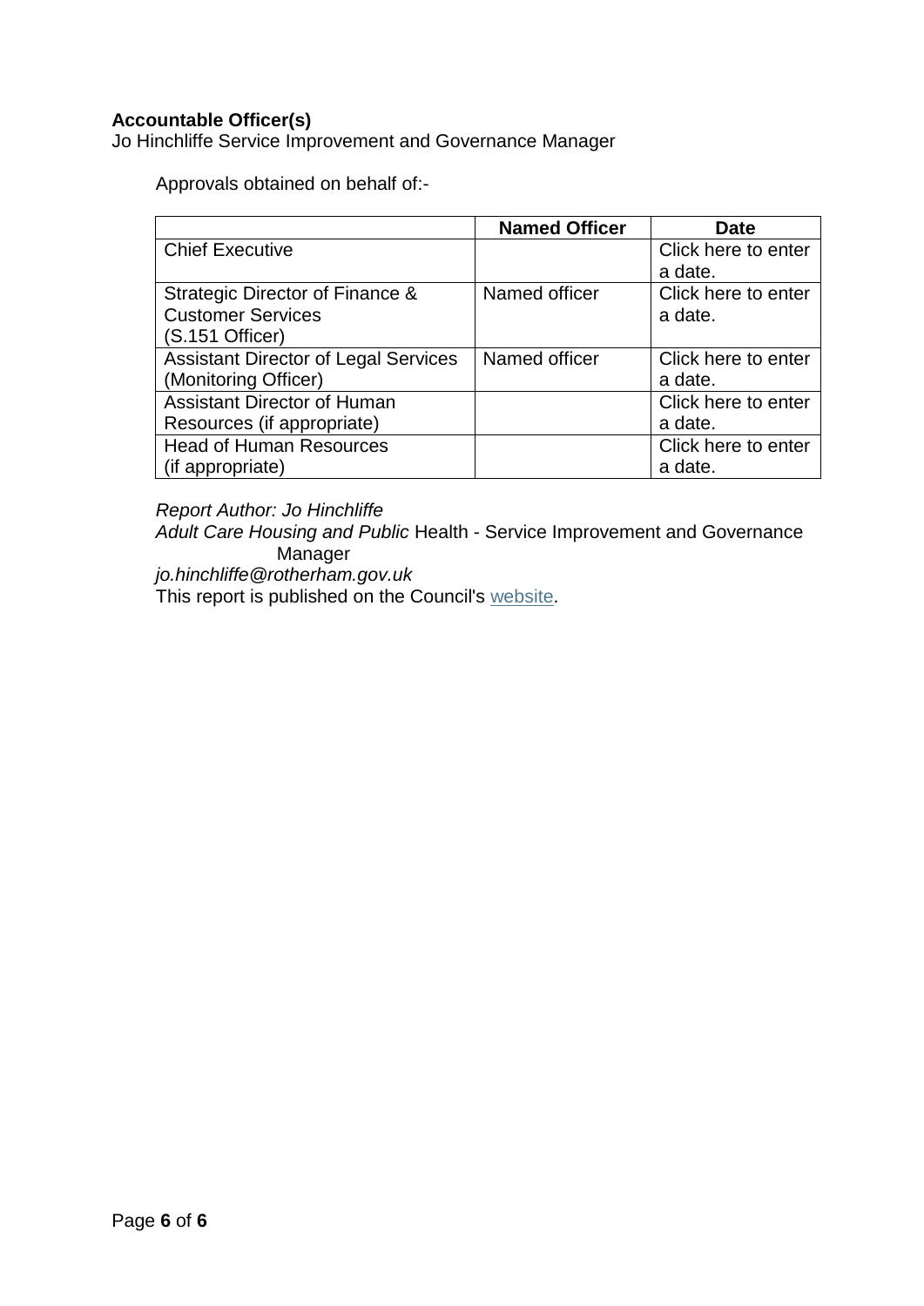**Accountable Officer(s)**
Jo Hinchliffe Service Improvement and Governance Manager

Approvals obtained on behalf of:-

| | Named Officer | Date |
|---|---|---|
| Chief Executive | | Click here to enter a date. |
| Strategic Director of Finance & Customer Services (S.151 Officer) | Named officer | Click here to enter a date. |
| Assistant Director of Legal Services (Monitoring Officer) | Named officer | Click here to enter a date. |
| Assistant Director of Human Resources (if appropriate) | | Click here to enter a date. |
| Head of Human Resources (if appropriate) | | Click here to enter a date. |

*Report Author: Jo Hinchliffe*
*Adult Care Housing and Public* Health - Service Improvement and Governance Manager
*jo.hinchliffe@rotherham.gov.uk*
This report is published on the Council's website.